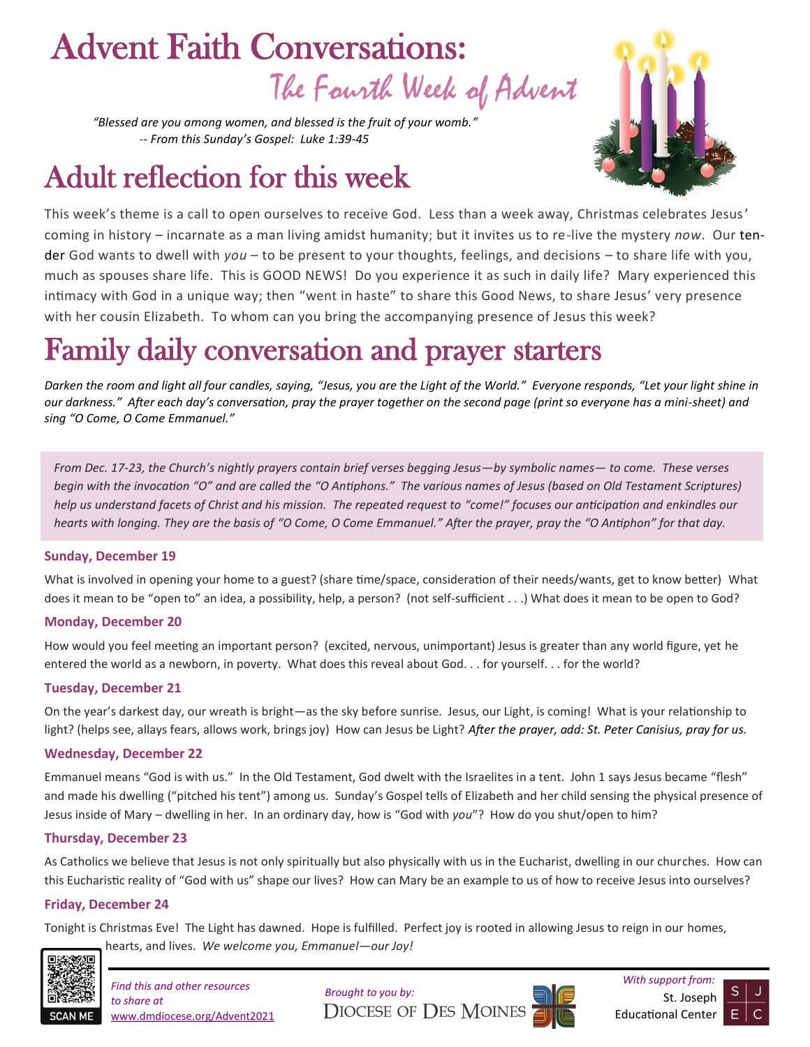# Advent Faith Conversations:

## The Fourth Week of Advent

*"Blessed are you among women, and blessed is the fruit of your womb."*
*-- From this Sunday's Gospel: Luke 1:39-45*

## Adult reflection for this week

This week's theme is a call to open ourselves to receive God. Less than a week away, Christmas celebrates Jesus' coming in history – incarnate as a man living amidst humanity; but it invites us to re-live the mystery *now*. Our tender God wants to dwell with *you* – to be present to your thoughts, feelings, and decisions – to share life with you, much as spouses share life. This is GOOD NEWS! Do you experience it as such in daily life? Mary experienced this intimacy with God in a unique way; then "went in haste" to share this Good News, to share Jesus' very presence with her cousin Elizabeth. To whom can you bring the accompanying presence of Jesus this week?

## Family daily conversation and prayer starters

*Darken the room and light all four candles, saying, "Jesus, you are the Light of the World." Everyone responds, "Let your light shine in our darkness." After each day's conversation, pray the prayer together on the second page (print so everyone has a mini-sheet) and sing "O Come, O Come Emmanuel."*

*From Dec. 17-23, the Church's nightly prayers contain brief verses begging Jesus—by symbolic names— to come. These verses begin with the invocation "O" and are called the "O Antiphons." The various names of Jesus (based on Old Testament Scriptures) help us understand facets of Christ and his mission. The repeated request to "come!" focuses our anticipation and enkindles our hearts with longing. They are the basis of "O Come, O Come Emmanuel." After the prayer, pray the "O Antiphon" for that day.*

### Sunday, December 19

What is involved in opening your home to a guest? (share time/space, consideration of their needs/wants, get to know better) What does it mean to be "open to" an idea, a possibility, help, a person? (not self-sufficient . . .) What does it mean to be open to God?

### Monday, December 20

How would you feel meeting an important person? (excited, nervous, unimportant) Jesus is greater than any world figure, yet he entered the world as a newborn, in poverty. What does this reveal about God. . . for yourself. . . for the world?

### Tuesday, December 21

On the year's darkest day, our wreath is bright—as the sky before sunrise. Jesus, our Light, is coming! What is your relationship to light? (helps see, allays fears, allows work, brings joy) How can Jesus be Light? *After the prayer, add: St. Peter Canisius, pray for us.*

### Wednesday, December 22

Emmanuel means "God is with us." In the Old Testament, God dwelt with the Israelites in a tent. John 1 says Jesus became "flesh" and made his dwelling ("pitched his tent") among us. Sunday's Gospel tells of Elizabeth and her child sensing the physical presence of Jesus inside of Mary – dwelling in her. In an ordinary day, how is "God with *you*"? How do you shut/open to him?

### Thursday, December 23

As Catholics we believe that Jesus is not only spiritually but also physically with us in the Eucharist, dwelling in our churches. How can this Eucharistic reality of "God with us" shape our lives? How can Mary be an example to us of how to receive Jesus into ourselves?

### Friday, December 24

Tonight is Christmas Eve! The Light has dawned. Hope is fulfilled. Perfect joy is rooted in allowing Jesus to reign in our homes, hearts, and lives. *We welcome you, Emmanuel—our Joy!*

SCAN ME

*Find this and other resources to share at* www.dmdiocese.org/Advent2021

*Brought to you by:* Diocese of Des Moines

*With support from:* St. Joseph Educational Center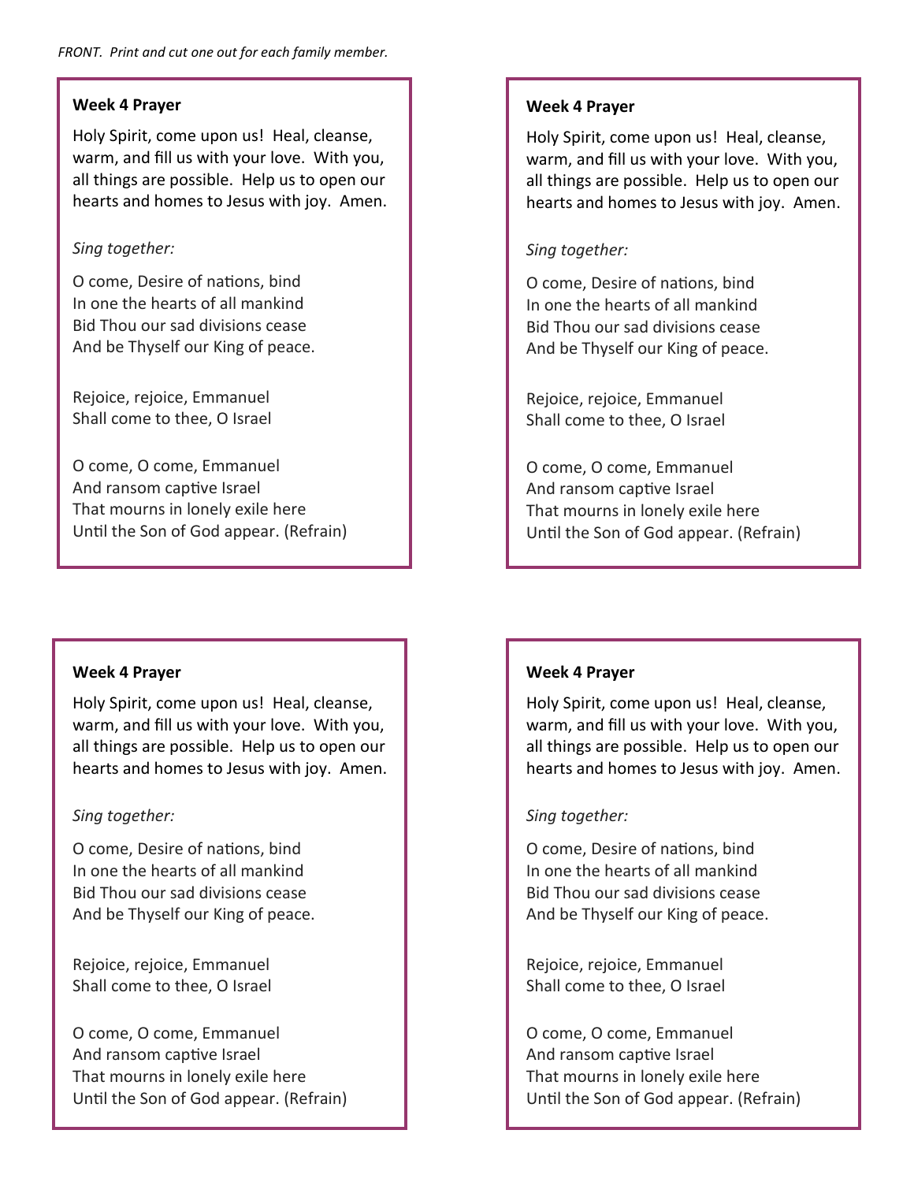*FRONT. Print and cut one out for each family member.*

**Week 4 Prayer**

Holy Spirit, come upon us! Heal, cleanse, warm, and fill us with your love. With you, all things are possible. Help us to open our hearts and homes to Jesus with joy. Amen.

*Sing together:*

O come, Desire of nations, bind
In one the hearts of all mankind
Bid Thou our sad divisions cease
And be Thyself our King of peace.

Rejoice, rejoice, Emmanuel
Shall come to thee, O Israel

O come, O come, Emmanuel
And ransom captive Israel
That mourns in lonely exile here
Until the Son of God appear. (Refrain)

**Week 4 Prayer**

Holy Spirit, come upon us! Heal, cleanse, warm, and fill us with your love. With you, all things are possible. Help us to open our hearts and homes to Jesus with joy. Amen.

*Sing together:*

O come, Desire of nations, bind
In one the hearts of all mankind
Bid Thou our sad divisions cease
And be Thyself our King of peace.

Rejoice, rejoice, Emmanuel
Shall come to thee, O Israel

O come, O come, Emmanuel
And ransom captive Israel
That mourns in lonely exile here
Until the Son of God appear. (Refrain)

**Week 4 Prayer**

Holy Spirit, come upon us! Heal, cleanse, warm, and fill us with your love. With you, all things are possible. Help us to open our hearts and homes to Jesus with joy. Amen.

*Sing together:*

O come, Desire of nations, bind
In one the hearts of all mankind
Bid Thou our sad divisions cease
And be Thyself our King of peace.

Rejoice, rejoice, Emmanuel
Shall come to thee, O Israel

O come, O come, Emmanuel
And ransom captive Israel
That mourns in lonely exile here
Until the Son of God appear. (Refrain)

**Week 4 Prayer**

Holy Spirit, come upon us! Heal, cleanse, warm, and fill us with your love. With you, all things are possible. Help us to open our hearts and homes to Jesus with joy. Amen.

*Sing together:*

O come, Desire of nations, bind
In one the hearts of all mankind
Bid Thou our sad divisions cease
And be Thyself our King of peace.

Rejoice, rejoice, Emmanuel
Shall come to thee, O Israel

O come, O come, Emmanuel
And ransom captive Israel
That mourns in lonely exile here
Until the Son of God appear. (Refrain)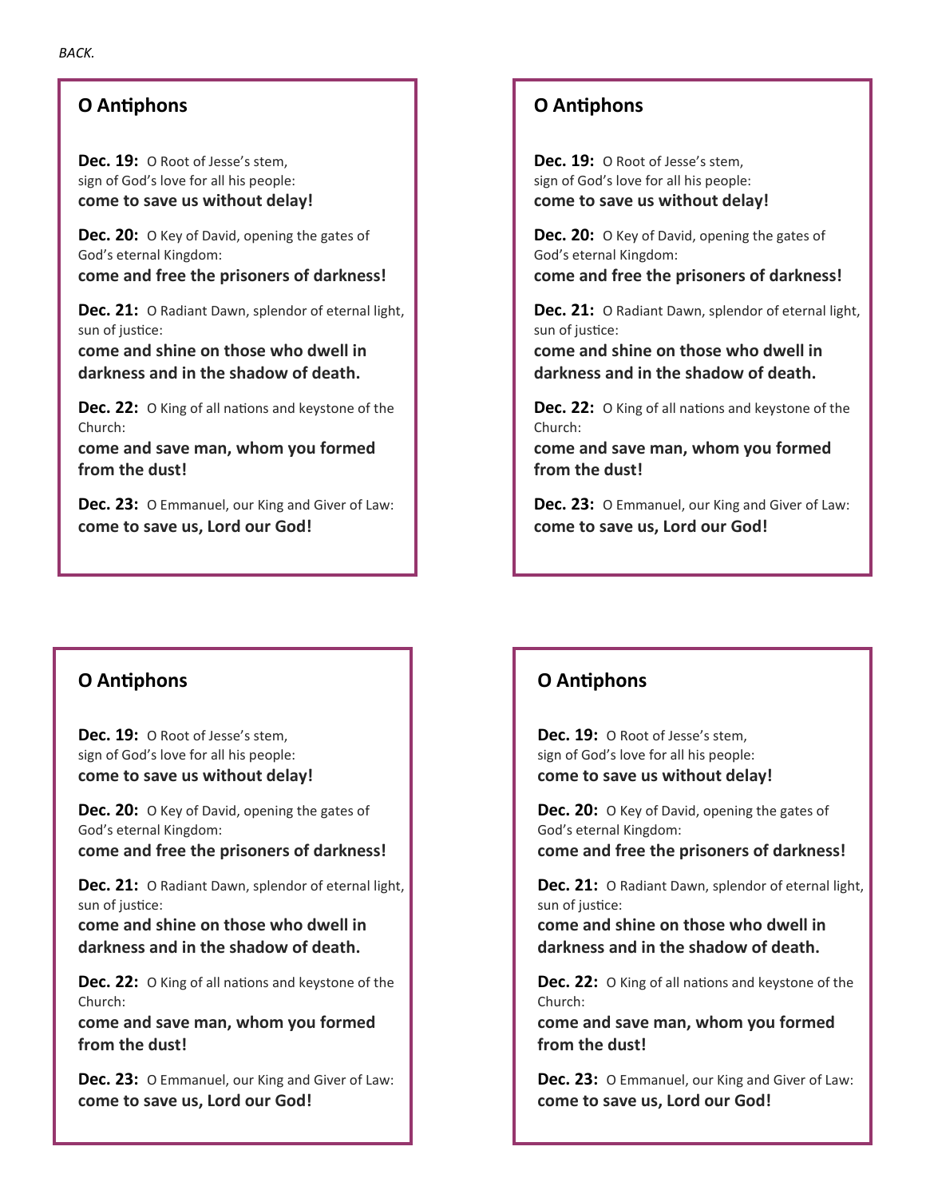*BACK.*

## O Antiphons

**Dec. 19:** O Root of Jesse's stem,
sign of God's love for all his people:
**come to save us without delay!**

**Dec. 20:** O Key of David, opening the gates of God's eternal Kingdom:
**come and free the prisoners of darkness!**

**Dec. 21:** O Radiant Dawn, splendor of eternal light, sun of justice:
**come and shine on those who dwell in darkness and in the shadow of death.**

**Dec. 22:** O King of all nations and keystone of the Church:
**come and save man, whom you formed from the dust!**

**Dec. 23:** O Emmanuel, our King and Giver of Law:
**come to save us, Lord our God!**

## O Antiphons

**Dec. 19:** O Root of Jesse's stem,
sign of God's love for all his people:
**come to save us without delay!**

**Dec. 20:** O Key of David, opening the gates of God's eternal Kingdom:
**come and free the prisoners of darkness!**

**Dec. 21:** O Radiant Dawn, splendor of eternal light, sun of justice:
**come and shine on those who dwell in darkness and in the shadow of death.**

**Dec. 22:** O King of all nations and keystone of the Church:
**come and save man, whom you formed from the dust!**

**Dec. 23:** O Emmanuel, our King and Giver of Law:
**come to save us, Lord our God!**

## O Antiphons

**Dec. 19:** O Root of Jesse's stem,
sign of God's love for all his people:
**come to save us without delay!**

**Dec. 20:** O Key of David, opening the gates of God's eternal Kingdom:
**come and free the prisoners of darkness!**

**Dec. 21:** O Radiant Dawn, splendor of eternal light, sun of justice:
**come and shine on those who dwell in darkness and in the shadow of death.**

**Dec. 22:** O King of all nations and keystone of the Church:
**come and save man, whom you formed from the dust!**

**Dec. 23:** O Emmanuel, our King and Giver of Law:
**come to save us, Lord our God!**

## O Antiphons

**Dec. 19:** O Root of Jesse's stem,
sign of God's love for all his people:
**come to save us without delay!**

**Dec. 20:** O Key of David, opening the gates of God's eternal Kingdom:
**come and free the prisoners of darkness!**

**Dec. 21:** O Radiant Dawn, splendor of eternal light, sun of justice:
**come and shine on those who dwell in darkness and in the shadow of death.**

**Dec. 22:** O King of all nations and keystone of the Church:
**come and save man, whom you formed from the dust!**

**Dec. 23:** O Emmanuel, our King and Giver of Law:
**come to save us, Lord our God!**